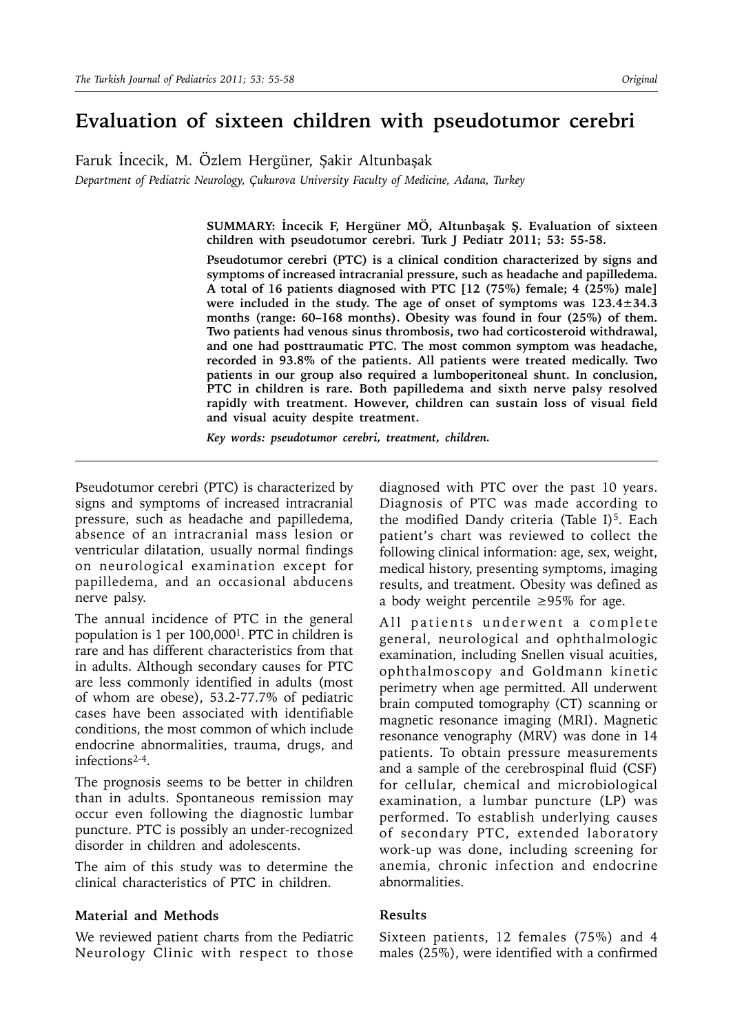# Evaluation of sixteen children with pseudotumor cerebri

Faruk İncecik, M. Özlem Hergüner, Şakir Altunbaşak

*Department of Pediatric Neurology, Çukurova University Faculty of Medicine, Adana, Turkey*

**SUMMARY: İncecik F, Hergüner MÖ, Altunbaşak Ş. Evaluation of sixteen children with pseudotumor cerebri. Turk J Pediatr 2011; 53: 55-58.**

**Pseudotumor cerebri (PTC) is a clinical condition characterized by signs and symptoms of increased intracranial pressure, such as headache and papilledema. A total of 16 patients diagnosed with PTC [12 (75%) female; 4 (25%) male] were included in the study. The age of onset of symptoms was 123.4±34.3 months (range: 60–168 months). Obesity was found in four (25%) of them. Two patients had venous sinus thrombosis, two had corticosteroid withdrawal, and one had posttraumatic PTC. The most common symptom was headache, recorded in 93.8% of the patients. All patients were treated medically. Two patients in our group also required a lumboperitoneal shunt. In conclusion, PTC in children is rare. Both papilledema and sixth nerve palsy resolved rapidly with treatment. However, children can sustain loss of visual field and visual acuity despite treatment.**

***Key words:* *pseudotumor cerebri, treatment, children.***

---

Pseudotumor cerebri (PTC) is characterized by signs and symptoms of increased intracranial pressure, such as headache and papilledema, absence of an intracranial mass lesion or ventricular dilatation, usually normal findings on neurological examination except for papilledema, and an occasional abducens nerve palsy.

The annual incidence of PTC in the general population is 1 per 100,000[1]. PTC in children is rare and has different characteristics from that in adults. Although secondary causes for PTC are less commonly identified in adults (most of whom are obese), 53.2-77.7% of pediatric cases have been associated with identifiable conditions, the most common of which include endocrine abnormalities, trauma, drugs, and infections[2-4].

The prognosis seems to be better in children than in adults. Spontaneous remission may occur even following the diagnostic lumbar puncture. PTC is possibly an under-recognized disorder in children and adolescents.

The aim of this study was to determine the clinical characteristics of PTC in children.

## Material and Methods

We reviewed patient charts from the Pediatric Neurology Clinic with respect to those diagnosed with PTC over the past 10 years. Diagnosis of PTC was made according to the modified Dandy criteria (Table I)[5]. Each patient's chart was reviewed to collect the following clinical information: age, sex, weight, medical history, presenting symptoms, imaging results, and treatment. Obesity was defined as a body weight percentile ≥95% for age.

All patients underwent a complete general, neurological and ophthalmologic examination, including Snellen visual acuities, ophthalmoscopy and Goldmann kinetic perimetry when age permitted. All underwent brain computed tomography (CT) scanning or magnetic resonance imaging (MRI). Magnetic resonance venography (MRV) was done in 14 patients. To obtain pressure measurements and a sample of the cerebrospinal fluid (CSF) for cellular, chemical and microbiological examination, a lumbar puncture (LP) was performed. To establish underlying causes of secondary PTC, extended laboratory work-up was done, including screening for anemia, chronic infection and endocrine abnormalities.

## Results

Sixteen patients, 12 females (75%) and 4 males (25%), were identified with a confirmed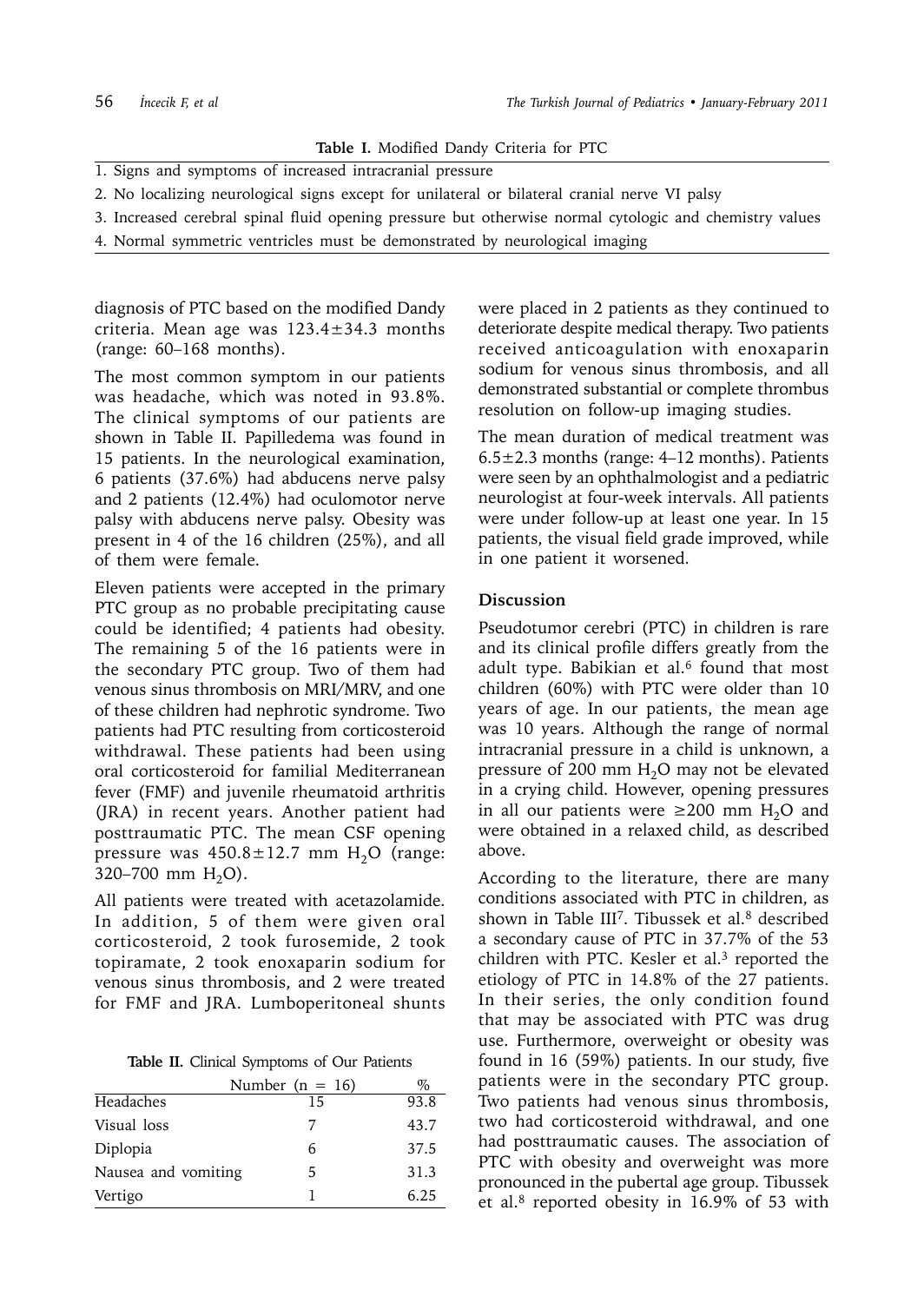**Table I.** Modified Dandy Criteria for PTC

| |
|---|
| 1. Signs and symptoms of increased intracranial pressure |
| 2. No localizing neurological signs except for unilateral or bilateral cranial nerve VI palsy |
| 3. Increased cerebral spinal fluid opening pressure but otherwise normal cytologic and chemistry values |
| 4. Normal symmetric ventricles must be demonstrated by neurological imaging |

diagnosis of PTC based on the modified Dandy criteria. Mean age was 123.4±34.3 months (range: 60–168 months).

The most common symptom in our patients was headache, which was noted in 93.8%. The clinical symptoms of our patients are shown in Table II. Papilledema was found in 15 patients. In the neurological examination, 6 patients (37.6%) had abducens nerve palsy and 2 patients (12.4%) had oculomotor nerve palsy with abducens nerve palsy. Obesity was present in 4 of the 16 children (25%), and all of them were female.

Eleven patients were accepted in the primary PTC group as no probable precipitating cause could be identified; 4 patients had obesity. The remaining 5 of the 16 patients were in the secondary PTC group. Two of them had venous sinus thrombosis on MRI/MRV, and one of these children had nephrotic syndrome. Two patients had PTC resulting from corticosteroid withdrawal. These patients had been using oral corticosteroid for familial Mediterranean fever (FMF) and juvenile rheumatoid arthritis (JRA) in recent years. Another patient had posttraumatic PTC. The mean CSF opening pressure was 450.8±12.7 mm $H_2O$ (range: 320–700 mm $H_2O$).

All patients were treated with acetazolamide. In addition, 5 of them were given oral corticosteroid, 2 took furosemide, 2 took topiramate, 2 took enoxaparin sodium for venous sinus thrombosis, and 2 were treated for FMF and JRA. Lumboperitoneal shunts were placed in 2 patients as they continued to deteriorate despite medical therapy. Two patients received anticoagulation with enoxaparin sodium for venous sinus thrombosis, and all demonstrated substantial or complete thrombus resolution on follow-up imaging studies.

**Table II.** Clinical Symptoms of Our Patients

| | Number (n = 16) | % |
|---|---|---|
| Headaches | 15 | 93.8 |
| Visual loss | 7 | 43.7 |
| Diplopia | 6 | 37.5 |
| Nausea and vomiting | 5 | 31.3 |
| Vertigo | 1 | 6.25 |

The mean duration of medical treatment was 6.5±2.3 months (range: 4–12 months). Patients were seen by an ophthalmologist and a pediatric neurologist at four-week intervals. All patients were under follow-up at least one year. In 15 patients, the visual field grade improved, while in one patient it worsened.

## Discussion

Pseudotumor cerebri (PTC) in children is rare and its clinical profile differs greatly from the adult type. Babikian et al.[6] found that most children (60%) with PTC were older than 10 years of age. In our patients, the mean age was 10 years. Although the range of normal intracranial pressure in a child is unknown, a pressure of 200 mm $H_2O$ may not be elevated in a crying child. However, opening pressures in all our patients were ≥200 mm $H_2O$ and were obtained in a relaxed child, as described above.

According to the literature, there are many conditions associated with PTC in children, as shown in Table III[7]. Tibussek et al.[8] described a secondary cause of PTC in 37.7% of the 53 children with PTC. Kesler et al.[3] reported the etiology of PTC in 14.8% of the 27 patients. In their series, the only condition found that may be associated with PTC was drug use. Furthermore, overweight or obesity was found in 16 (59%) patients. In our study, five patients were in the secondary PTC group. Two patients had venous sinus thrombosis, two had corticosteroid withdrawal, and one had posttraumatic causes. The association of PTC with obesity and overweight was more pronounced in the pubertal age group. Tibussek et al.[8] reported obesity in 16.9% of 53 with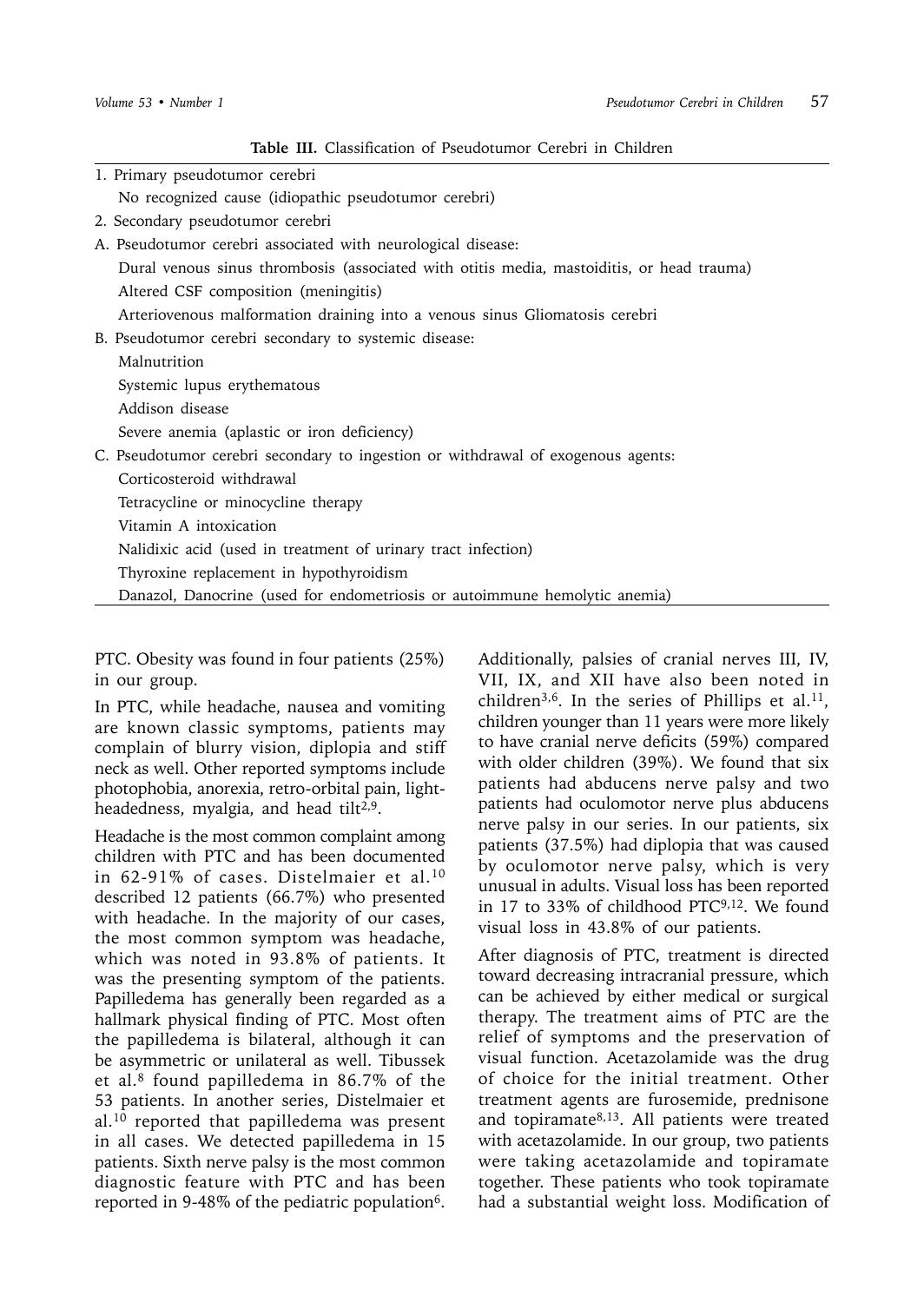**Table III.** Classification of Pseudotumor Cerebri in Children

| |
|---|
| 1. Primary pseudotumor cerebri |
| No recognized cause (idiopathic pseudotumor cerebri) |
| 2. Secondary pseudotumor cerebri |
| A. Pseudotumor cerebri associated with neurological disease: |
| Dural venous sinus thrombosis (associated with otitis media, mastoiditis, or head trauma) |
| Altered CSF composition (meningitis) |
| Arteriovenous malformation draining into a venous sinus Gliomatosis cerebri |
| B. Pseudotumor cerebri secondary to systemic disease: |
| Malnutrition |
| Systemic lupus erythematous |
| Addison disease |
| Severe anemia (aplastic or iron deficiency) |
| C. Pseudotumor cerebri secondary to ingestion or withdrawal of exogenous agents: |
| Corticosteroid withdrawal |
| Tetracycline or minocycline therapy |
| Vitamin A intoxication |
| Nalidixic acid (used in treatment of urinary tract infection) |
| Thyroxine replacement in hypothyroidism |
| Danazol, Danocrine (used for endometriosis or autoimmune hemolytic anemia) |

PTC. Obesity was found in four patients (25%) in our group.

In PTC, while headache, nausea and vomiting are known classic symptoms, patients may complain of blurry vision, diplopia and stiff neck as well. Other reported symptoms include photophobia, anorexia, retro-orbital pain, light-headedness, myalgia, and head tilt[2,9].

Headache is the most common complaint among children with PTC and has been documented in 62-91% of cases. Distelmaier et al.[10] described 12 patients (66.7%) who presented with headache. In the majority of our cases, the most common symptom was headache, which was noted in 93.8% of patients. It was the presenting symptom of the patients. Papilledema has generally been regarded as a hallmark physical finding of PTC. Most often the papilledema is bilateral, although it can be asymmetric or unilateral as well. Tibussek et al.[8] found papilledema in 86.7% of the 53 patients. In another series, Distelmaier et al.[10] reported that papilledema was present in all cases. We detected papilledema in 15 patients. Sixth nerve palsy is the most common diagnostic feature with PTC and has been reported in 9-48% of the pediatric population[6]. Additionally, palsies of cranial nerves III, IV, VII, IX, and XII have also been noted in children[3,6]. In the series of Phillips et al.[11], children younger than 11 years were more likely to have cranial nerve deficits (59%) compared with older children (39%). We found that six patients had abducens nerve palsy and two patients had oculomotor nerve plus abducens nerve palsy in our series. In our patients, six patients (37.5%) had diplopia that was caused by oculomotor nerve palsy, which is very unusual in adults. Visual loss has been reported in 17 to 33% of childhood PTC[9,12]. We found visual loss in 43.8% of our patients.

After diagnosis of PTC, treatment is directed toward decreasing intracranial pressure, which can be achieved by either medical or surgical therapy. The treatment aims of PTC are the relief of symptoms and the preservation of visual function. Acetazolamide was the drug of choice for the initial treatment. Other treatment agents are furosemide, prednisone and topiramate[8,13]. All patients were treated with acetazolamide. In our group, two patients were taking acetazolamide and topiramate together. These patients who took topiramate had a substantial weight loss. Modification of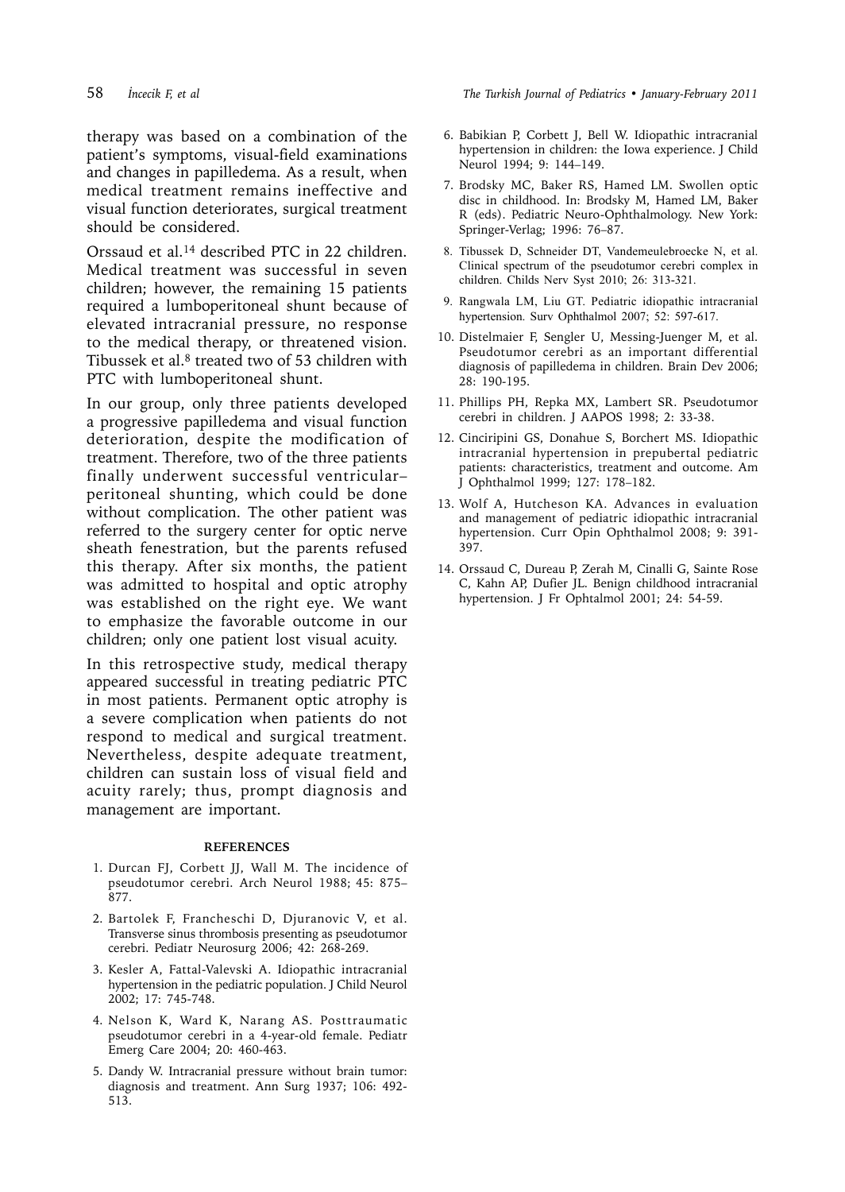therapy was based on a combination of the patient's symptoms, visual-field examinations and changes in papilledema. As a result, when medical treatment remains ineffective and visual function deteriorates, surgical treatment should be considered.

Orssaud et al.[14] described PTC in 22 children. Medical treatment was successful in seven children; however, the remaining 15 patients required a lumboperitoneal shunt because of elevated intracranial pressure, no response to the medical therapy, or threatened vision. Tibussek et al.[8] treated two of 53 children with PTC with lumboperitoneal shunt.

In our group, only three patients developed a progressive papilledema and visual function deterioration, despite the modification of treatment. Therefore, two of the three patients finally underwent successful ventricular–peritoneal shunting, which could be done without complication. The other patient was referred to the surgery center for optic nerve sheath fenestration, but the parents refused this therapy. After six months, the patient was admitted to hospital and optic atrophy was established on the right eye. We want to emphasize the favorable outcome in our children; only one patient lost visual acuity.

In this retrospective study, medical therapy appeared successful in treating pediatric PTC in most patients. Permanent optic atrophy is a severe complication when patients do not respond to medical and surgical treatment. Nevertheless, despite adequate treatment, children can sustain loss of visual field and acuity rarely; thus, prompt diagnosis and management are important.

## REFERENCES

1. Durcan FJ, Corbett JJ, Wall M. The incidence of pseudotumor cerebri. Arch Neurol 1988; 45: 875–877.
2. Bartolek F, Francheschi D, Djuranovic V, et al. Transverse sinus thrombosis presenting as pseudotumor cerebri. Pediatr Neurosurg 2006; 42: 268-269.
3. Kesler A, Fattal-Valevski A. Idiopathic intracranial hypertension in the pediatric population. J Child Neurol 2002; 17: 745-748.
4. Nelson K, Ward K, Narang AS. Posttraumatic pseudotumor cerebri in a 4-year-old female. Pediatr Emerg Care 2004; 20: 460-463.
5. Dandy W. Intracranial pressure without brain tumor: diagnosis and treatment. Ann Surg 1937; 106: 492-513.
6. Babikian P, Corbett J, Bell W. Idiopathic intracranial hypertension in children: the Iowa experience. J Child Neurol 1994; 9: 144–149.
7. Brodsky MC, Baker RS, Hamed LM. Swollen optic disc in childhood. In: Brodsky M, Hamed LM, Baker R (eds). Pediatric Neuro-Ophthalmology. New York: Springer-Verlag; 1996: 76–87.
8. Tibussek D, Schneider DT, Vandemeulebroecke N, et al. Clinical spectrum of the pseudotumor cerebri complex in children. Childs Nerv Syst 2010; 26: 313-321.
9. Rangwala LM, Liu GT. Pediatric idiopathic intracranial hypertension. Surv Ophthalmol 2007; 52: 597-617.
10. Distelmaier F, Sengler U, Messing-Juenger M, et al. Pseudotumor cerebri as an important differential diagnosis of papilledema in children. Brain Dev 2006; 28: 190-195.
11. Phillips PH, Repka MX, Lambert SR. Pseudotumor cerebri in children. J AAPOS 1998; 2: 33-38.
12. Cinciripini GS, Donahue S, Borchert MS. Idiopathic intracranial hypertension in prepubertal pediatric patients: characteristics, treatment and outcome. Am J Ophthalmol 1999; 127: 178–182.
13. Wolf A, Hutcheson KA. Advances in evaluation and management of pediatric idiopathic intracranial hypertension. Curr Opin Ophthalmol 2008; 9: 391-397.
14. Orssaud C, Dureau P, Zerah M, Cinalli G, Sainte Rose C, Kahn AP, Dufier JL. Benign childhood intracranial hypertension. J Fr Ophtalmol 2001; 24: 54-59.